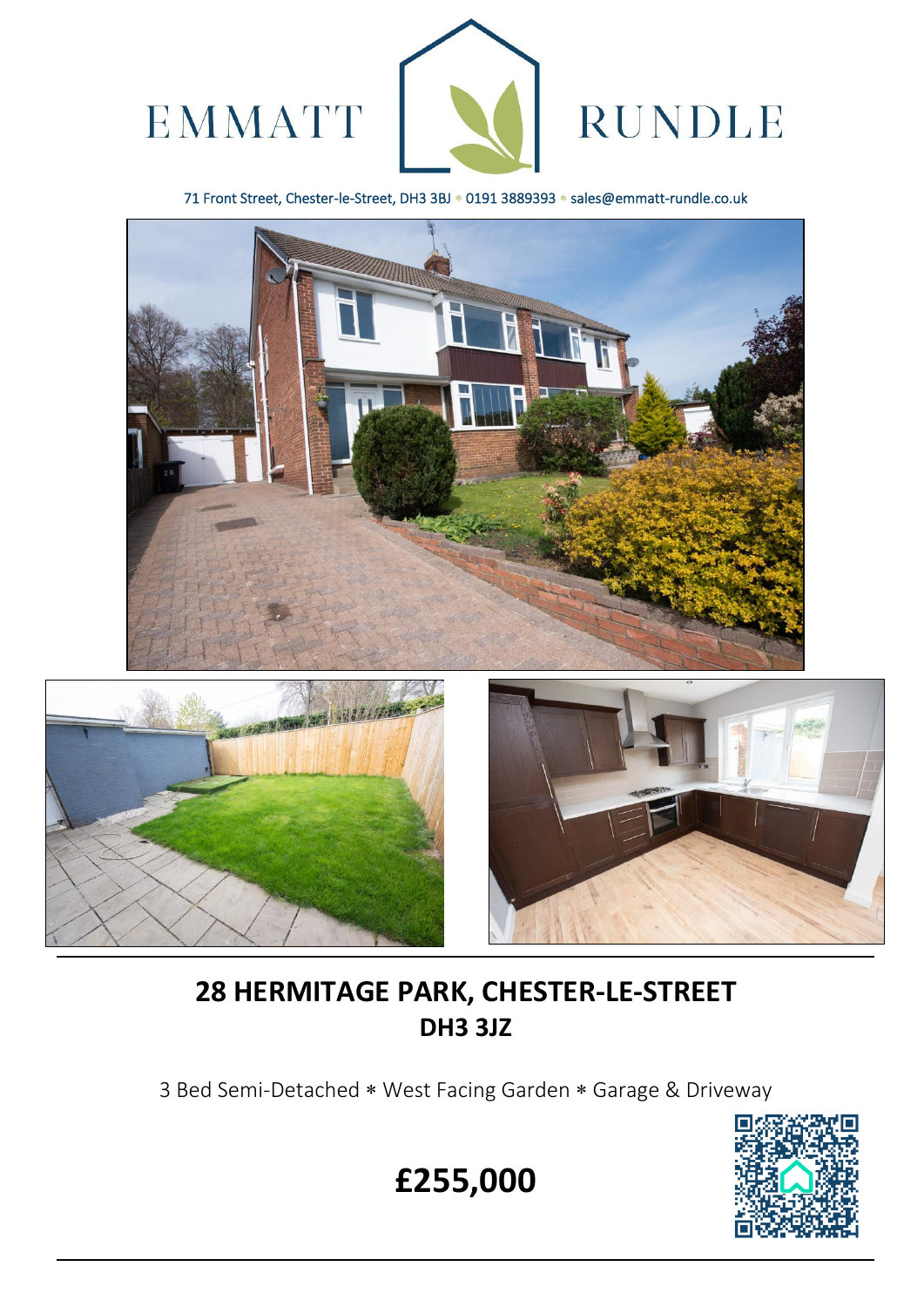EMMATT RUNDLE

71 Front Street, Chester-le-Street, DH3 3BJ * 0191 3889393 * sales@emmatt-rundle.co.uk

# 28 HERMITAGE PARK, CHESTER-LE-STREET
## DH3 3JZ

3 Bed Semi-Detached * West Facing Garden * Garage & Driveway

# £255,000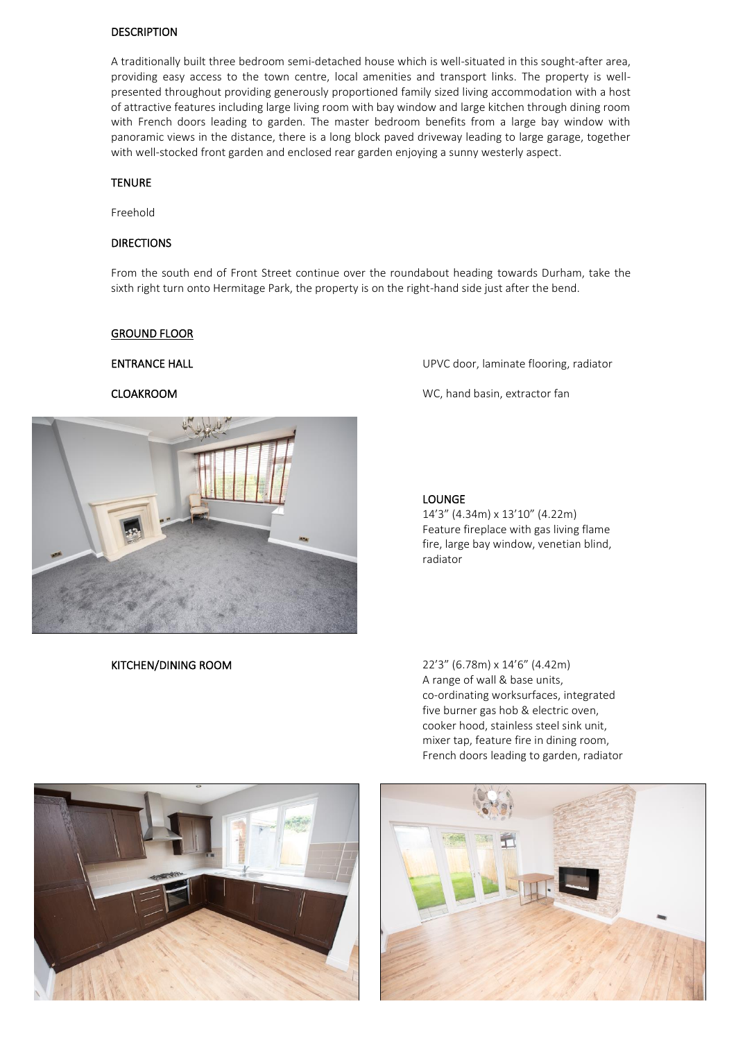## DESCRIPTION

A traditionally built three bedroom semi-detached house which is well-situated in this sought-after area, providing easy access to the town centre, local amenities and transport links. The property is well-presented throughout providing generously proportioned family sized living accommodation with a host of attractive features including large living room with bay window and large kitchen through dining room with French doors leading to garden. The master bedroom benefits from a large bay window with panoramic views in the distance, there is a long block paved driveway leading to large garage, together with well-stocked front garden and enclosed rear garden enjoying a sunny westerly aspect.

## TENURE

Freehold

## DIRECTIONS

From the south end of Front Street continue over the roundabout heading towards Durham, take the sixth right turn onto Hermitage Park, the property is on the right-hand side just after the bend.

## GROUND FLOOR

**ENTRANCE HALL**

UPVC door, laminate flooring, radiator

**CLOAKROOM**

WC, hand basin, extractor fan

**LOUNGE**

14'3" (4.34m) x 13'10" (4.22m)
Feature fireplace with gas living flame fire, large bay window, venetian blind, radiator

**KITCHEN/DINING ROOM**

22'3" (6.78m) x 14'6" (4.42m)
A range of wall & base units, co-ordinating worksurfaces, integrated five burner gas hob & electric oven, cooker hood, stainless steel sink unit, mixer tap, feature fire in dining room, French doors leading to garden, radiator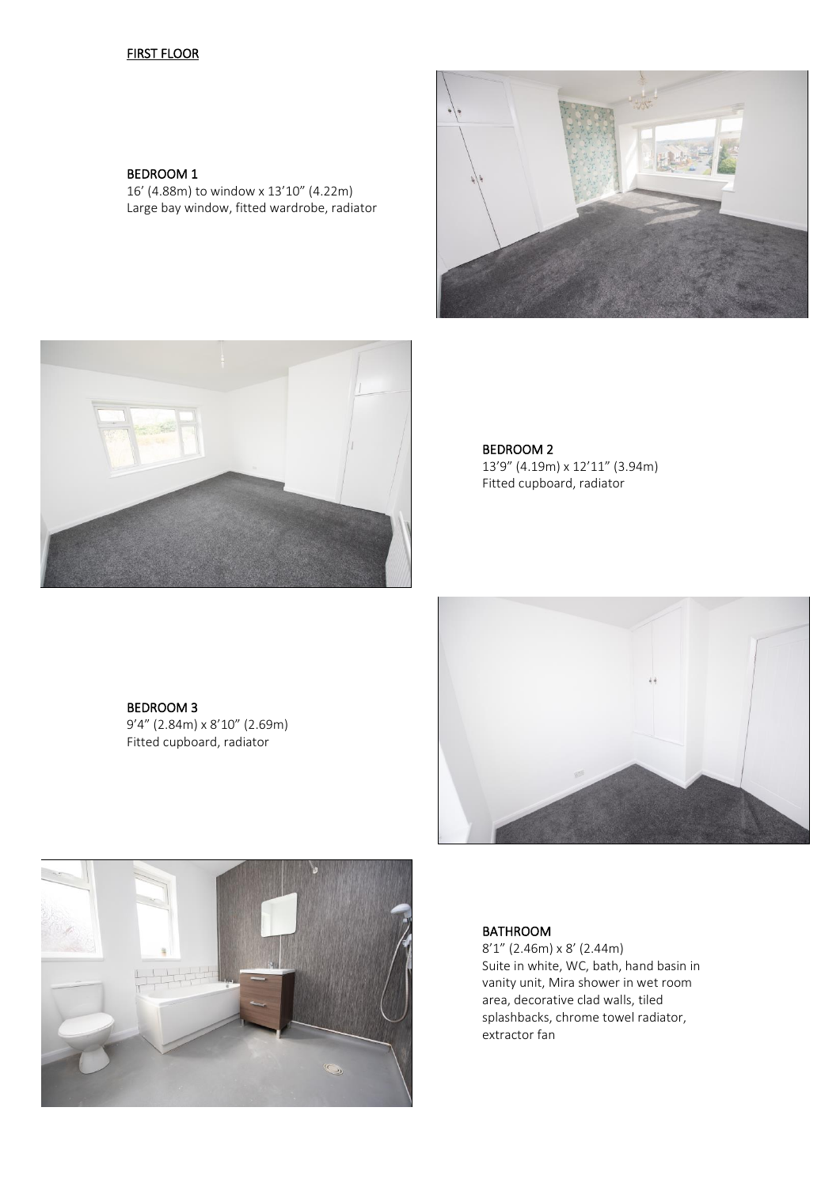## FIRST FLOOR

### BEDROOM 1

16' (4.88m) to window x 13'10" (4.22m)
Large bay window, fitted wardrobe, radiator

### BEDROOM 2

13'9" (4.19m) x 12'11" (3.94m)
Fitted cupboard, radiator

### BEDROOM 3

9'4" (2.84m) x 8'10" (2.69m)
Fitted cupboard, radiator

### BATHROOM

8'1" (2.46m) x 8' (2.44m)
Suite in white, WC, bath, hand basin in vanity unit, Mira shower in wet room area, decorative clad walls, tiled splashbacks, chrome towel radiator, extractor fan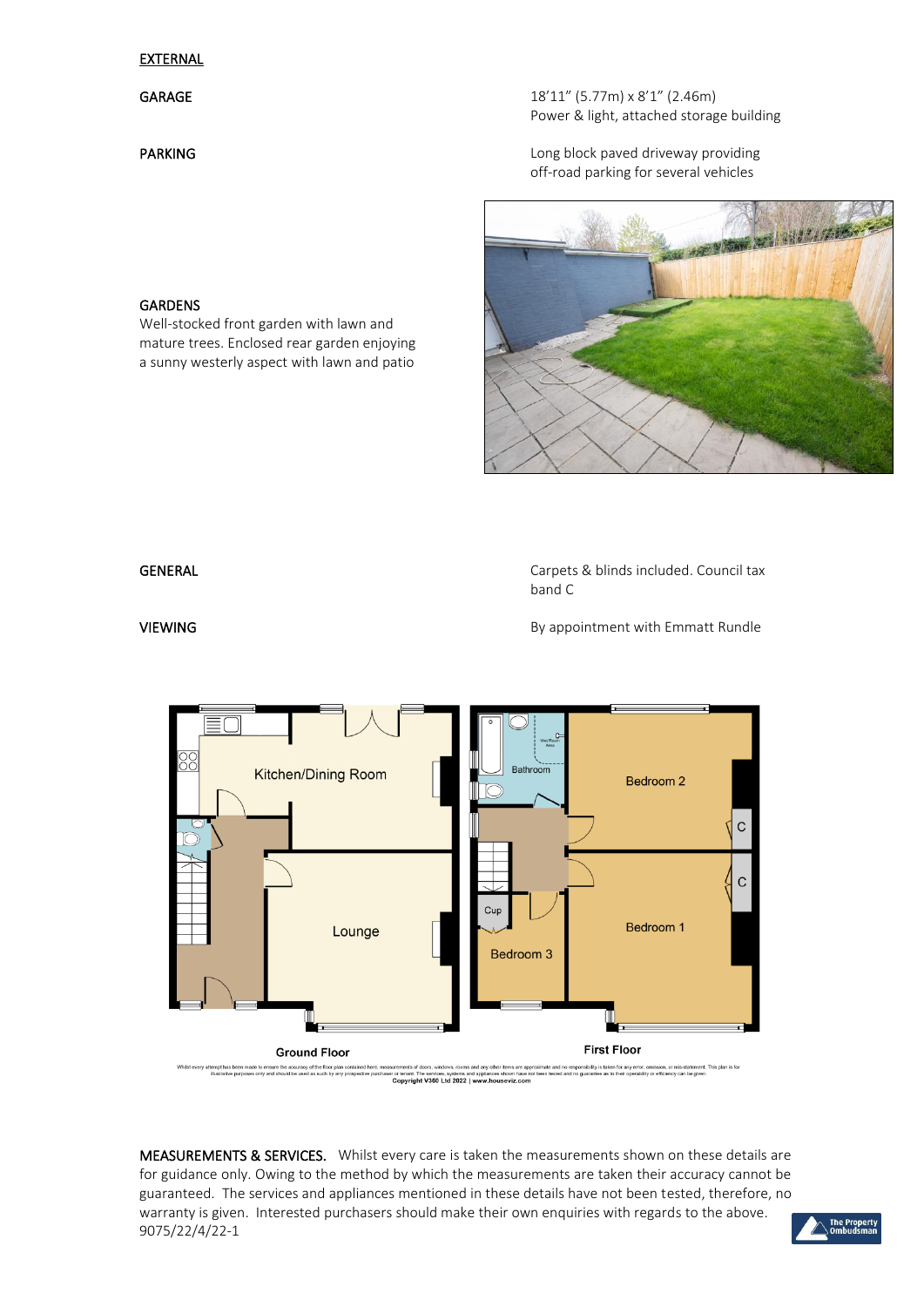## EXTERNAL

**GARAGE**

18'11" (5.77m) x 8'1" (2.46m)
Power & light, attached storage building

**PARKING**

Long block paved driveway providing off-road parking for several vehicles

**GARDENS**

Well-stocked front garden with lawn and mature trees. Enclosed rear garden enjoying a sunny westerly aspect with lawn and patio

**GENERAL**

Carpets & blinds included. Council tax band C

**VIEWING**

By appointment with Emmatt Rundle

Kitchen/Dining Room
Lounge
Bathroom
Bedroom 2
Bedroom 1
Bedroom 3
Cup
C
C
Ground Floor
First Floor

Whilst every attempt has been made to ensure the accuracy of the floor plan contained here, measurements of doors, windows, rooms and any other items are approximate and no responsibility is taken for any error, omission, or mis-statement. This plan is for illustrative purposes only and should be used as such by any prospective purchaser or tenant. The services, systems and appliances shown have not been tested and no guarantee as to their operability or efficiency can be given.
Copyright V360 Ltd 2022 | www.houseviz.com

**MEASUREMENTS & SERVICES.** Whilst every care is taken the measurements shown on these details are for guidance only. Owing to the method by which the measurements are taken their accuracy cannot be guaranteed. The services and appliances mentioned in these details have not been tested, therefore, no warranty is given. Interested purchasers should make their own enquiries with regards to the above.
9075/22/4/22-1

The Property Ombudsman